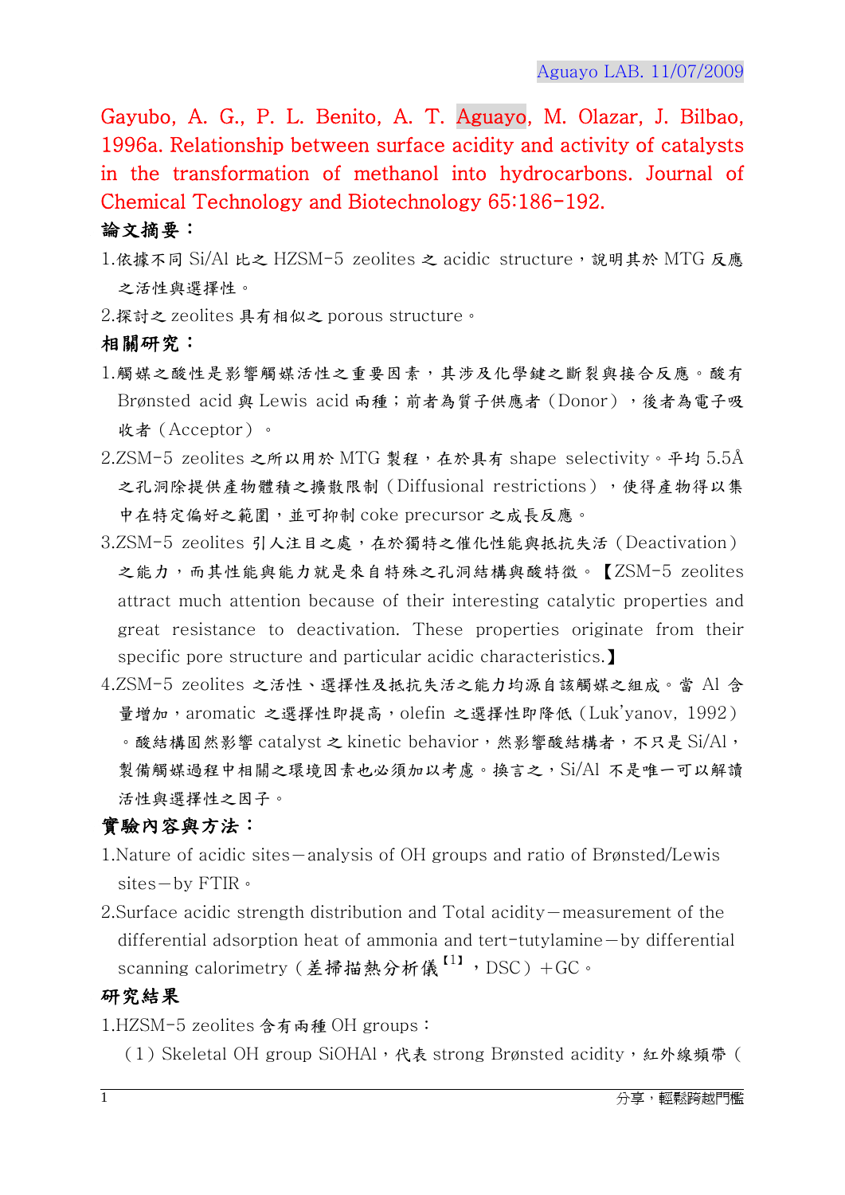Gayubo, A. G., P. L. Benito, A. T. Aguayo, M. Olazar, J. Bilbao, 1996a. Relationship between surface acidity and activity of catalysts in the transformation of methanol into hydrocarbons. Journal of Chemical Technology and Biotechnology 65:186-192.

**論文摘要：**

1.依據不同 Si/Al 比之 HZSM-5 zeolites 之 acidic structure，說明其於 MTG 反應之活性與選擇性。

2.探討之 zeolites 具有相似之 porous structure。

**相關研究：**

1.觸媒之酸性是影響觸媒活性之重要因素，其涉及化學鍵之斷裂與接合反應。酸有 Brønsted acid 與 Lewis acid 兩種；前者為質子供應者（Donor），後者為電子吸收者（Acceptor）。

2.ZSM-5 zeolites 之所以用於 MTG 製程，在於具有 shape selectivity。平均 5.5Å 之孔洞除提供產物體積之擴散限制（Diffusional restrictions），使得產物得以集中在特定偏好之範圍，並可抑制 coke precursor 之成長反應。

3.ZSM-5 zeolites 引人注目之處，在於獨特之催化性能與抵抗失活（Deactivation）之能力，而其性能與能力就是來自特殊之孔洞結構與酸特徵。【ZSM-5 zeolites attract much attention because of their interesting catalytic properties and great resistance to deactivation. These properties originate from their specific pore structure and particular acidic characteristics.】

4.ZSM-5 zeolites 之活性、選擇性及抵抗失活之能力均源自該觸媒之組成。當 Al 含量增加，aromatic 之選擇性即提高，olefin 之選擇性即降低（Luk'yanov, 1992）。酸結構固然影響 catalyst 之 kinetic behavior，然影響酸結構者，不只是 Si/Al，製備觸媒過程中相關之環境因素也必須加以考慮。換言之，Si/Al 不是唯一可以解讀活性與選擇性之因子。

**實驗內容與方法：**

1.Nature of acidic sites－analysis of OH groups and ratio of Brønsted/Lewis sites－by FTIR。

2.Surface acidic strength distribution and Total acidity－measurement of the differential adsorption heat of ammonia and tert-tutylamine－by differential scanning calorimetry（差掃描熱分析儀[1]，DSC）+GC。

**研究結果**

1.HZSM-5 zeolites 含有兩種 OH groups：

（1）Skeletal OH group SiOHAl，代表 strong Brønsted acidity，紅外線頻帶（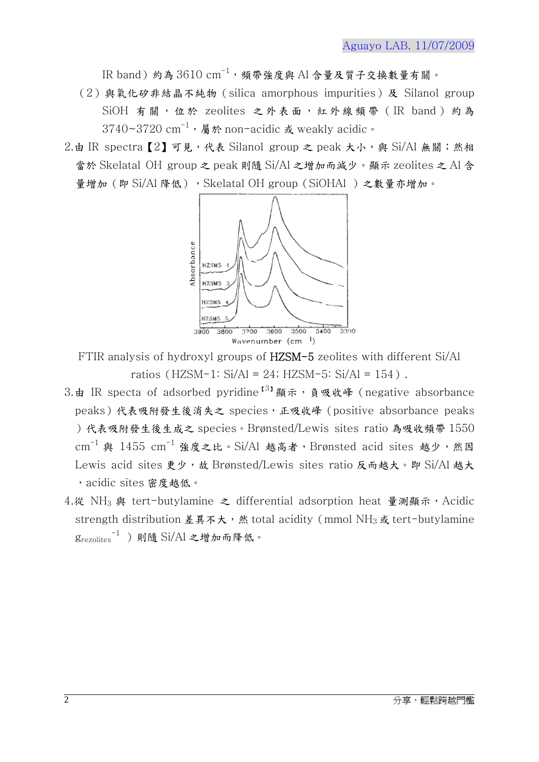IR band）約為 3610 $cm^{-1}$，頻帶強度與 Al 含量及質子交換數量有關。

（2）與氧化矽非結晶不純物（silica amorphous impurities）及 Silanol group SiOH 有關，位於 zeolites 之外表面，紅外線頻帶（IR band）約為 3740~3720 $cm^{-1}$，屬於 non-acidic 或 weakly acidic。

2.由 IR spectra【2】可見，代表 Silanol group 之 peak 大小，與 Si/Al 無關；然相當於 Skelatal OH group 之 peak 則隨 Si/Al 之增加而減少。顯示 zeolites 之 Al 含量增加（即 Si/Al 降低），Skelatal OH group（SiOHAl ）之數量亦增加。

Absorbance

HZSM5 1

HZSM5 3

HZSM5 4

HZSM5 5

3900 3800 3700 3600 3500 3400 3300

Wavenumber (cm⁻¹)

FTIR analysis of hydroxyl groups of HZSM-5 zeolites with different Si/Al ratios（HZSM-1: Si/Al = 24; HZSM-5: Si/Al = 154）.

3.由 IR specta of adsorbed pyridine[3]顯示，負吸收峰（negative absorbance peaks）代表吸附發生後消失之 species，正吸收峰（positive absorbance peaks）代表吸附發生後生成之 species。Brønsted/Lewis sites ratio 為吸收頻帶 1550 $cm^{-1}$ 與 1455 $cm^{-1}$ 強度之比。Si/Al 越高者，Brønsted acid sites 越少，然因 Lewis acid sites 更少，故 Brønsted/Lewis sites ratio 反而越大。即 Si/Al 越大，acidic sites 密度越低。

4.從 $NH_3$ 與 tert-butylamine 之 differential adsorption heat 量測顯示，Acidic strength distribution 差異不大，然 total acidity（mmol $NH_3$ 或 tert-butylamine $g_{rezolites}^{-1}$ ）則隨 Si/Al 之增加而降低。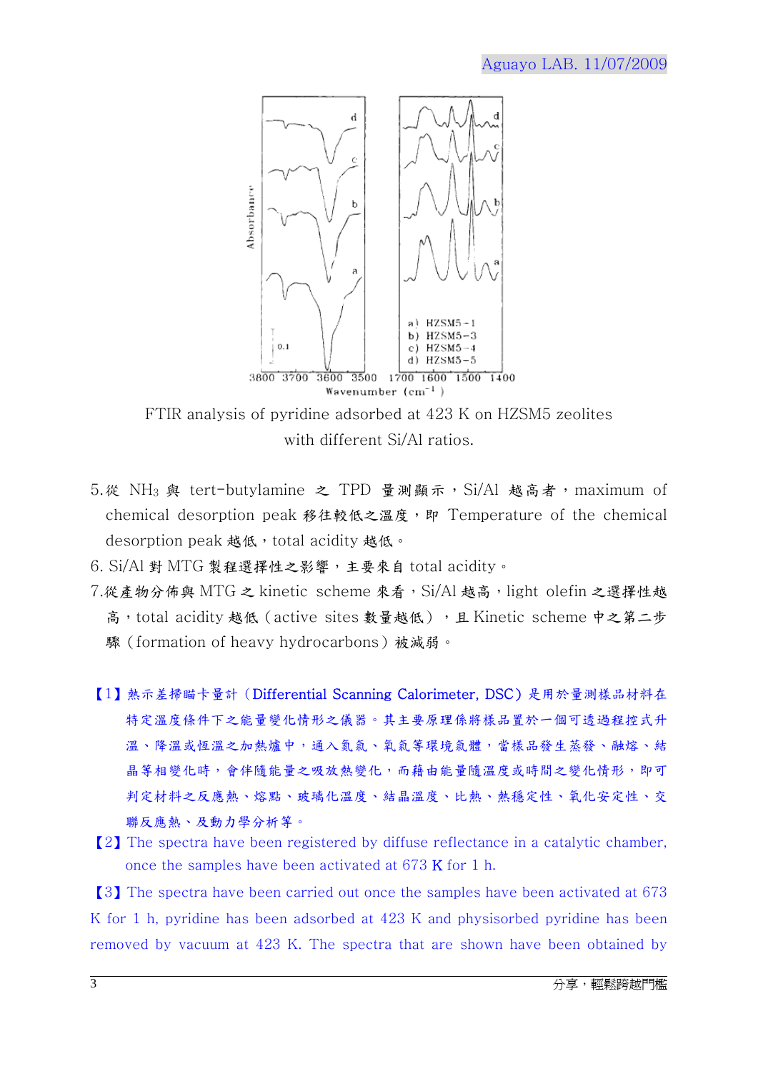Absorbance

d

c

b

a

0.1

3800 3700 3600 3500

d

c

b

a

a) HZSM5-1
b) HZSM5-3
c) HZSM5-4
d) HZSM5-5

1700 1600 1500 1400

Wavenumber ($cm^{-1}$)

FTIR analysis of pyridine adsorbed at 423 K on HZSM5 zeolites with different Si/Al ratios.

5. 從 $NH_3$ 與 tert-butylamine 之 TPD 量測顯示，Si/Al 越高者，maximum of chemical desorption peak 移往較低之溫度，即 Temperature of the chemical desorption peak 越低，total acidity 越低。
6. Si/Al 對 MTG 製程選擇性之影響，主要來自 total acidity。
7. 從產物分佈與 MTG 之 kinetic scheme 來看，Si/Al 越高，light olefin 之選擇性越高，total acidity 越低（active sites 數量越低），且 Kinetic scheme 中之第二步驟（formation of heavy hydrocarbons）被減弱。

【1】熱示差掃瞄卡量計（Differential Scanning Calorimeter, DSC）是用於量測樣品材料在特定溫度條件下之能量變化情形之儀器。其主要原理係將樣品置於一個可透過程控式升溫、降溫或恆溫之加熱爐中，通入氮氣、氧氣等環境氣體，當樣品發生蒸發、融熔、結晶等相變化時，會伴隨能量之吸放熱變化，而藉由能量隨溫度或時間之變化情形，即可判定材料之反應熱、熔點、玻璃化溫度、結晶溫度、比熱、熱穩定性、氧化安定性、交聯反應熱、及動力學分析等。

【2】The spectra have been registered by diffuse reflectance in a catalytic chamber, once the samples have been activated at 673 K for 1 h.

【3】The spectra have been carried out once the samples have been activated at 673 K for 1 h, pyridine has been adsorbed at 423 K and physisorbed pyridine has been removed by vacuum at 423 K. The spectra that are shown have been obtained by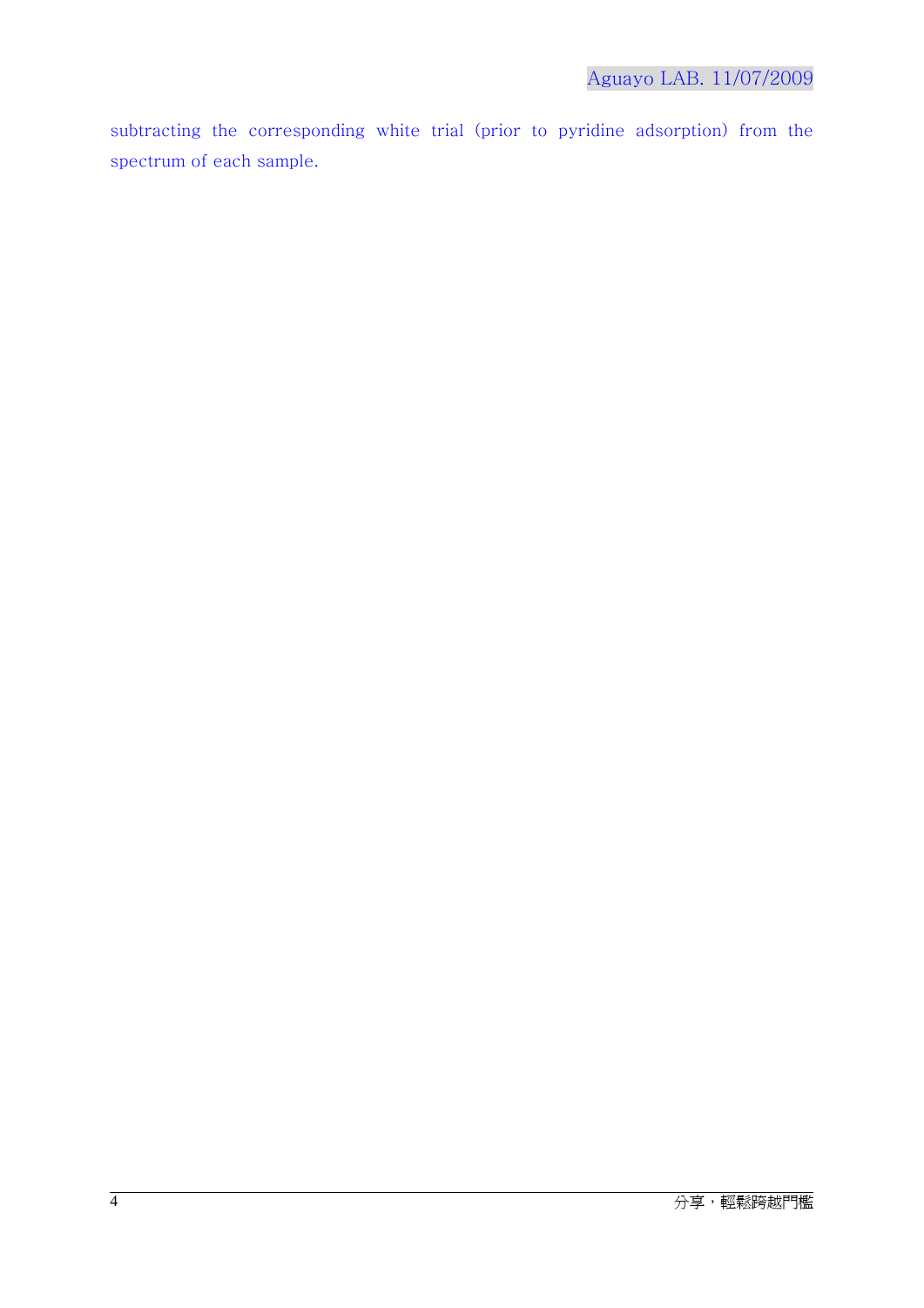subtracting the corresponding white trial (prior to pyridine adsorption) from the spectrum of each sample.